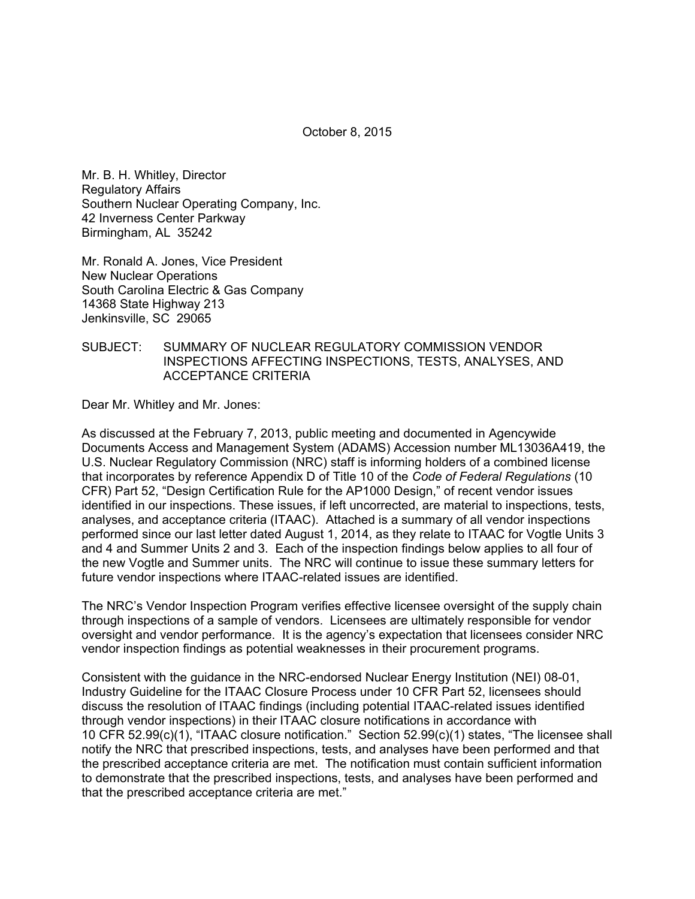October 8, 2015

Mr. B. H. Whitley, Director
Regulatory Affairs
Southern Nuclear Operating Company, Inc.
42 Inverness Center Parkway
Birmingham, AL 35242

Mr. Ronald A. Jones, Vice President
New Nuclear Operations
South Carolina Electric & Gas Company
14368 State Highway 213
Jenkinsville, SC 29065

SUBJECT: SUMMARY OF NUCLEAR REGULATORY COMMISSION VENDOR INSPECTIONS AFFECTING INSPECTIONS, TESTS, ANALYSES, AND ACCEPTANCE CRITERIA

Dear Mr. Whitley and Mr. Jones:

As discussed at the February 7, 2013, public meeting and documented in Agencywide Documents Access and Management System (ADAMS) Accession number ML13036A419, the U.S. Nuclear Regulatory Commission (NRC) staff is informing holders of a combined license that incorporates by reference Appendix D of Title 10 of the *Code of Federal Regulations* (10 CFR) Part 52, "Design Certification Rule for the AP1000 Design," of recent vendor issues identified in our inspections. These issues, if left uncorrected, are material to inspections, tests, analyses, and acceptance criteria (ITAAC). Attached is a summary of all vendor inspections performed since our last letter dated August 1, 2014, as they relate to ITAAC for Vogtle Units 3 and 4 and Summer Units 2 and 3. Each of the inspection findings below applies to all four of the new Vogtle and Summer units. The NRC will continue to issue these summary letters for future vendor inspections where ITAAC-related issues are identified.

The NRC's Vendor Inspection Program verifies effective licensee oversight of the supply chain through inspections of a sample of vendors. Licensees are ultimately responsible for vendor oversight and vendor performance. It is the agency's expectation that licensees consider NRC vendor inspection findings as potential weaknesses in their procurement programs.

Consistent with the guidance in the NRC-endorsed Nuclear Energy Institution (NEI) 08-01, Industry Guideline for the ITAAC Closure Process under 10 CFR Part 52, licensees should discuss the resolution of ITAAC findings (including potential ITAAC-related issues identified through vendor inspections) in their ITAAC closure notifications in accordance with 10 CFR 52.99(c)(1), "ITAAC closure notification." Section 52.99(c)(1) states, "The licensee shall notify the NRC that prescribed inspections, tests, and analyses have been performed and that the prescribed acceptance criteria are met. The notification must contain sufficient information to demonstrate that the prescribed inspections, tests, and analyses have been performed and that the prescribed acceptance criteria are met."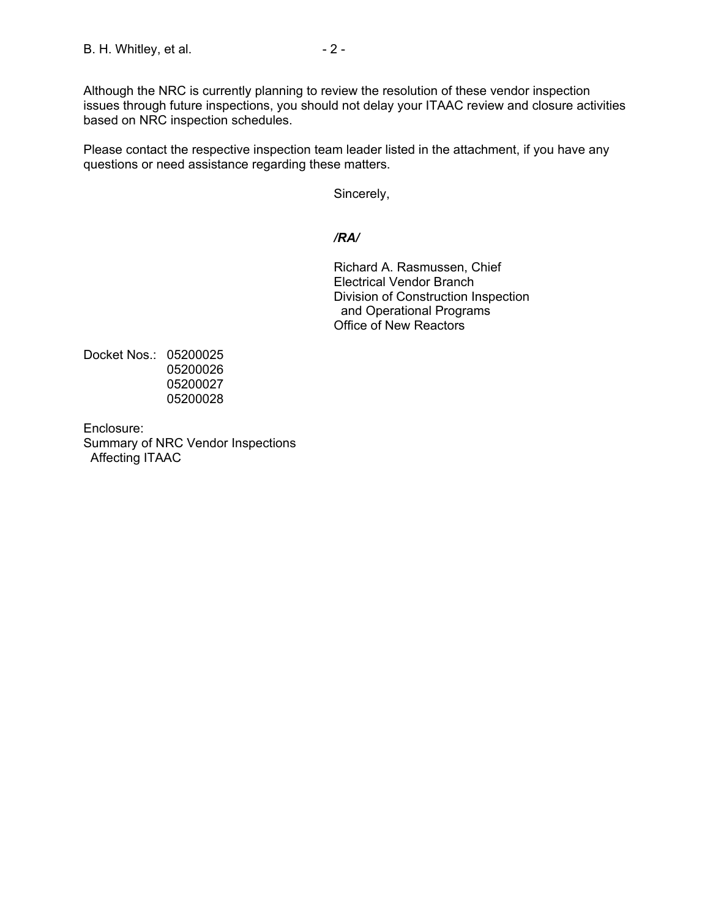Although the NRC is currently planning to review the resolution of these vendor inspection issues through future inspections, you should not delay your ITAAC review and closure activities based on NRC inspection schedules.

Please contact the respective inspection team leader listed in the attachment, if you have any questions or need assistance regarding these matters.

Sincerely,

***/RA/***

Richard A. Rasmussen, Chief  
Electrical Vendor Branch  
Division of Construction Inspection  
and Operational Programs  
Office of New Reactors

Docket Nos.: 05200025  
05200026  
05200027  
05200028

Enclosure:  
Summary of NRC Vendor Inspections  
Affecting ITAAC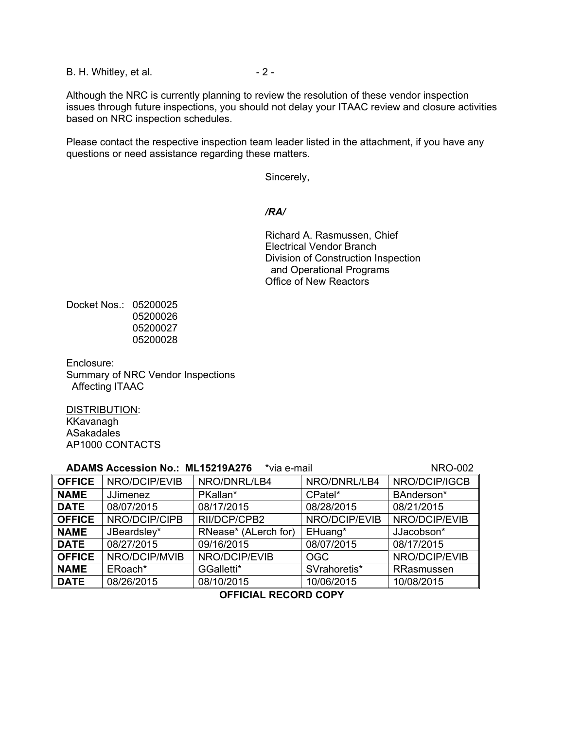Although the NRC is currently planning to review the resolution of these vendor inspection issues through future inspections, you should not delay your ITAAC review and closure activities based on NRC inspection schedules.

Please contact the respective inspection team leader listed in the attachment, if you have any questions or need assistance regarding these matters.

Sincerely,

*/RA/*

Richard A. Rasmussen, Chief
Electrical Vendor Branch
Division of Construction Inspection
and Operational Programs
Office of New Reactors

Docket Nos.: 05200025
05200026
05200027
05200028

Enclosure:
Summary of NRC Vendor Inspections
Affecting ITAAC

<u>DISTRIBUTION</u>:
KKavanagh
ASakadales
AP1000 CONTACTS

**ADAMS Accession No.: ML15219A276** *via e-mail NRO-002

| **OFFICE** | NRO/DCIP/EVIB | NRO/DNRL/LB4 | NRO/DNRL/LB4 | NRO/DCIP/IGCB |
|---|---|---|---|---|
| **NAME** | JJimenez | PKallan* | CPatel* | BAnderson* |
| **DATE** | 08/07/2015 | 08/17/2015 | 08/28/2015 | 08/21/2015 |
| **OFFICE** | NRO/DCIP/CIPB | RII/DCP/CPB2 | NRO/DCIP/EVIB | NRO/DCIP/EVIB |
| **NAME** | JBeardsley* | RNease* (ALerch for) | EHuang* | JJacobson* |
| **DATE** | 08/27/2015 | 09/16/2015 | 08/07/2015 | 08/17/2015 |
| **OFFICE** | NRO/DCIP/MVIB | NRO/DCIP/EVIB | OGC | NRO/DCIP/EVIB |
| **NAME** | ERoach* | GGalletti* | SVrahoretis* | RRasmussen |
| **DATE** | 08/26/2015 | 08/10/2015 | 10/06/2015 | 10/08/2015 |

**OFFICIAL RECORD COPY**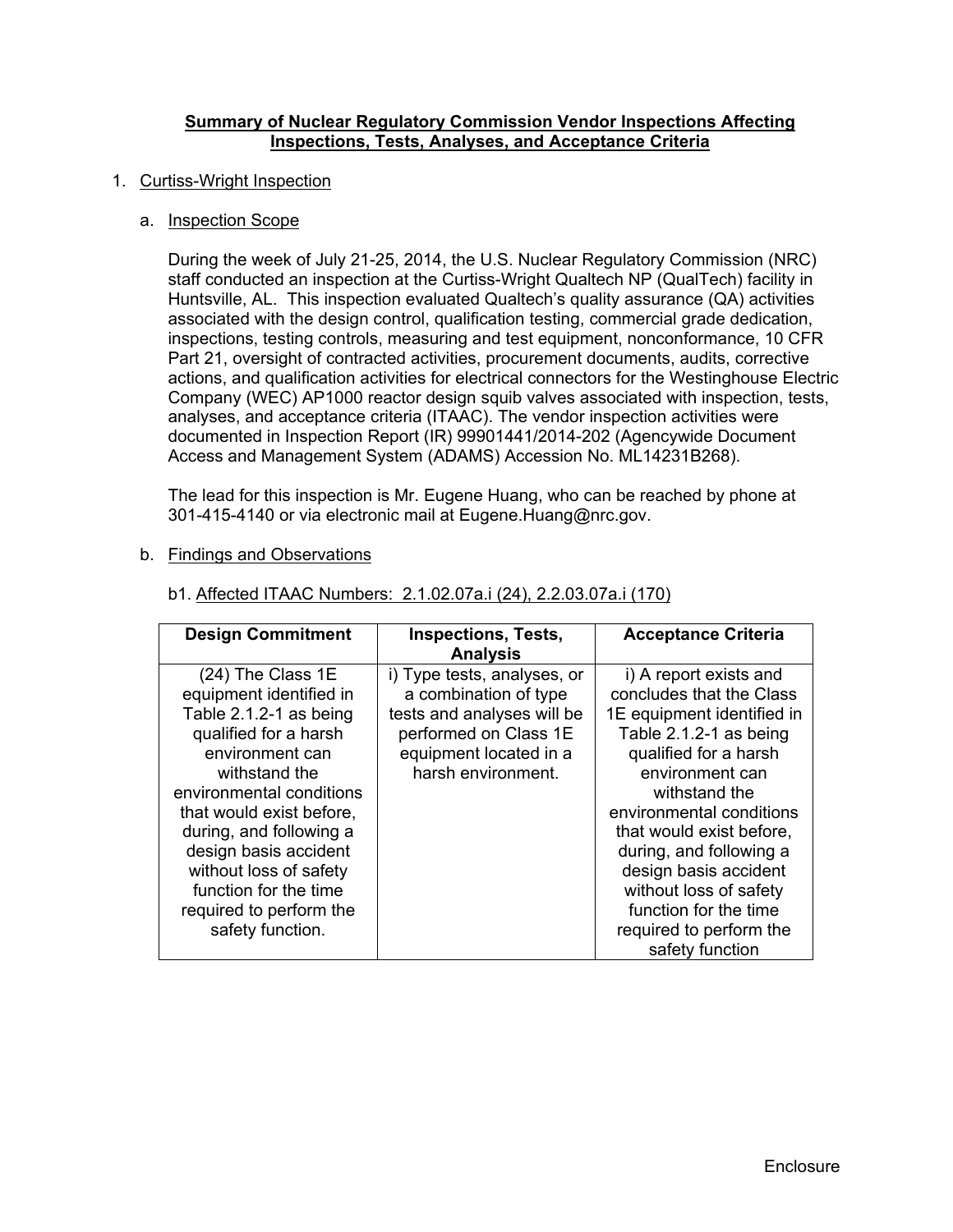## Summary of Nuclear Regulatory Commission Vendor Inspections Affecting Inspections, Tests, Analyses, and Acceptance Criteria

1. Curtiss-Wright Inspection

   a. Inspection Scope

   During the week of July 21-25, 2014, the U.S. Nuclear Regulatory Commission (NRC) staff conducted an inspection at the Curtiss-Wright Qualtech NP (QualTech) facility in Huntsville, AL. This inspection evaluated Qualtech's quality assurance (QA) activities associated with the design control, qualification testing, commercial grade dedication, inspections, testing controls, measuring and test equipment, nonconformance, 10 CFR Part 21, oversight of contracted activities, procurement documents, audits, corrective actions, and qualification activities for electrical connectors for the Westinghouse Electric Company (WEC) AP1000 reactor design squib valves associated with inspection, tests, analyses, and acceptance criteria (ITAAC). The vendor inspection activities were documented in Inspection Report (IR) 99901441/2014-202 (Agencywide Document Access and Management System (ADAMS) Accession No. ML14231B268).

   The lead for this inspection is Mr. Eugene Huang, who can be reached by phone at 301-415-4140 or via electronic mail at Eugene.Huang@nrc.gov.

   b. Findings and Observations

   b1. Affected ITAAC Numbers: 2.1.02.07a.i (24), 2.2.03.07a.i (170)

| Design Commitment | Inspections, Tests, Analysis | Acceptance Criteria |
|---|---|---|
| (24) The Class 1E equipment identified in Table 2.1.2-1 as being qualified for a harsh environment can withstand the environmental conditions that would exist before, during, and following a design basis accident without loss of safety function for the time required to perform the safety function. | i) Type tests, analyses, or a combination of type tests and analyses will be performed on Class 1E equipment located in a harsh environment. | i) A report exists and concludes that the Class 1E equipment identified in Table 2.1.2-1 as being qualified for a harsh environment can withstand the environmental conditions that would exist before, during, and following a design basis accident without loss of safety function for the time required to perform the safety function |

Enclosure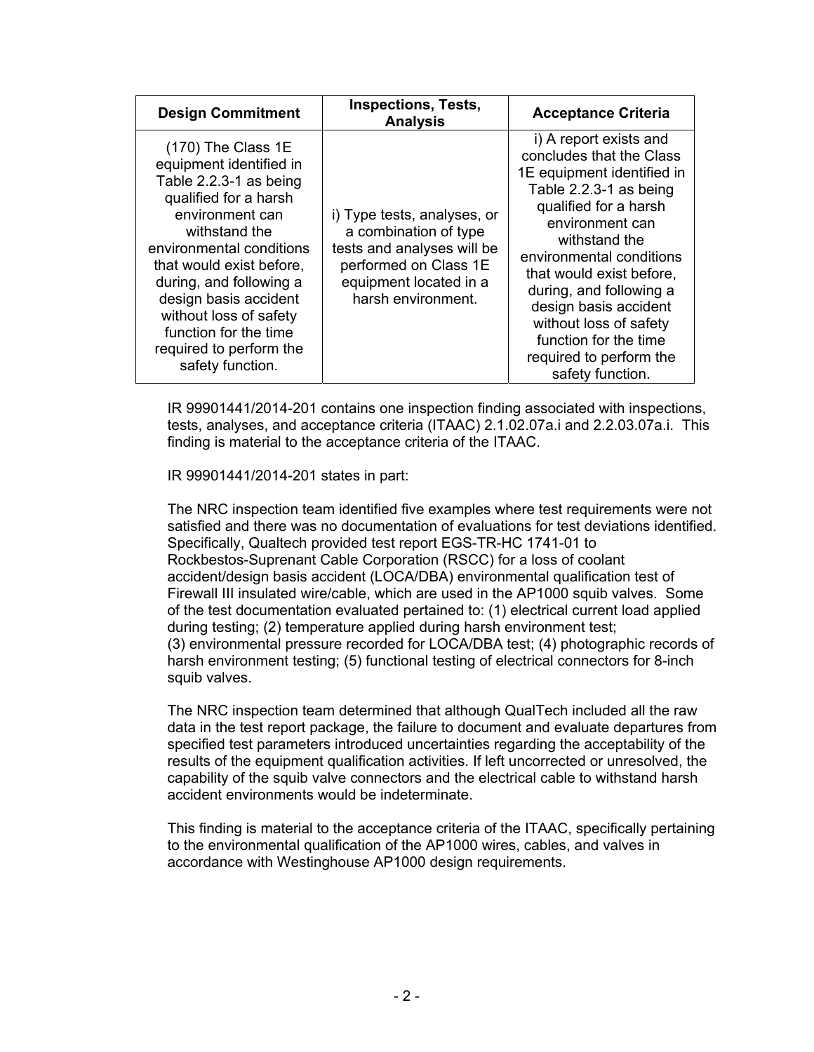| Design Commitment | Inspections, Tests, Analysis | Acceptance Criteria |
| --- | --- | --- |
| (170) The Class 1E equipment identified in Table 2.2.3-1 as being qualified for a harsh environment can withstand the environmental conditions that would exist before, during, and following a design basis accident without loss of safety function for the time required to perform the safety function. | i) Type tests, analyses, or a combination of type tests and analyses will be performed on Class 1E equipment located in a harsh environment. | i) A report exists and concludes that the Class 1E equipment identified in Table 2.2.3-1 as being qualified for a harsh environment can withstand the environmental conditions that would exist before, during, and following a design basis accident without loss of safety function for the time required to perform the safety function. |

IR 99901441/2014-201 contains one inspection finding associated with inspections, tests, analyses, and acceptance criteria (ITAAC) 2.1.02.07a.i and 2.2.03.07a.i. This finding is material to the acceptance criteria of the ITAAC.

IR 99901441/2014-201 states in part:

The NRC inspection team identified five examples where test requirements were not satisfied and there was no documentation of evaluations for test deviations identified. Specifically, Qualtech provided test report EGS-TR-HC 1741-01 to Rockbestos-Suprenant Cable Corporation (RSCC) for a loss of coolant accident/design basis accident (LOCA/DBA) environmental qualification test of Firewall III insulated wire/cable, which are used in the AP1000 squib valves. Some of the test documentation evaluated pertained to: (1) electrical current load applied during testing; (2) temperature applied during harsh environment test; (3) environmental pressure recorded for LOCA/DBA test; (4) photographic records of harsh environment testing; (5) functional testing of electrical connectors for 8-inch squib valves.

The NRC inspection team determined that although QualTech included all the raw data in the test report package, the failure to document and evaluate departures from specified test parameters introduced uncertainties regarding the acceptability of the results of the equipment qualification activities. If left uncorrected or unresolved, the capability of the squib valve connectors and the electrical cable to withstand harsh accident environments would be indeterminate.

This finding is material to the acceptance criteria of the ITAAC, specifically pertaining to the environmental qualification of the AP1000 wires, cables, and valves in accordance with Westinghouse AP1000 design requirements.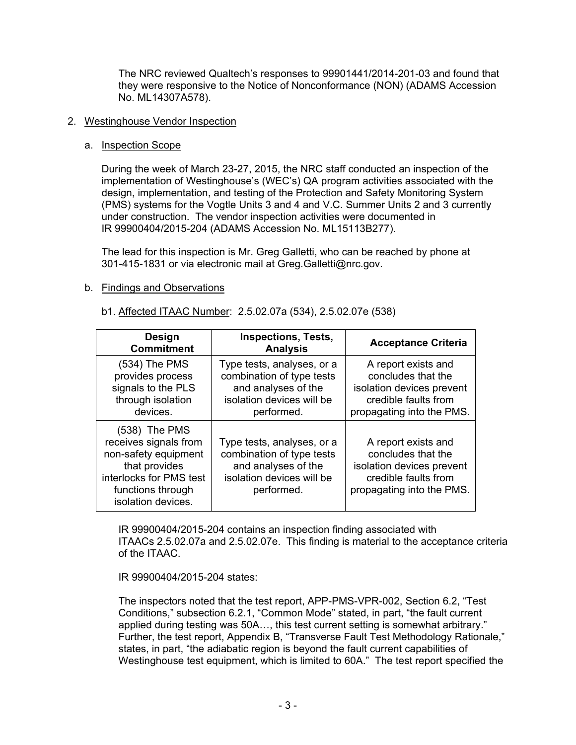The NRC reviewed Qualtech's responses to 99901441/2014-201-03 and found that they were responsive to the Notice of Nonconformance (NON) (ADAMS Accession No. ML14307A578).

2. Westinghouse Vendor Inspection

   a. Inspection Scope

      During the week of March 23-27, 2015, the NRC staff conducted an inspection of the implementation of Westinghouse's (WEC's) QA program activities associated with the design, implementation, and testing of the Protection and Safety Monitoring System (PMS) systems for the Vogtle Units 3 and 4 and V.C. Summer Units 2 and 3 currently under construction. The vendor inspection activities were documented in IR 99900404/2015-204 (ADAMS Accession No. ML15113B277).

      The lead for this inspection is Mr. Greg Galletti, who can be reached by phone at 301-415-1831 or via electronic mail at Greg.Galletti@nrc.gov.

   b. Findings and Observations

      b1. Affected ITAAC Number: 2.5.02.07a (534), 2.5.02.07e (538)

| Design Commitment | Inspections, Tests, Analysis | Acceptance Criteria |
|---|---|---|
| (534) The PMS provides process signals to the PLS through isolation devices. | Type tests, analyses, or a combination of type tests and analyses of the isolation devices will be performed. | A report exists and concludes that the isolation devices prevent credible faults from propagating into the PMS. |
| (538) The PMS receives signals from non-safety equipment that provides interlocks for PMS test functions through isolation devices. | Type tests, analyses, or a combination of type tests and analyses of the isolation devices will be performed. | A report exists and concludes that the isolation devices prevent credible faults from propagating into the PMS. |

IR 99900404/2015-204 contains an inspection finding associated with ITAACs 2.5.02.07a and 2.5.02.07e. This finding is material to the acceptance criteria of the ITAAC.

IR 99900404/2015-204 states:

The inspectors noted that the test report, APP-PMS-VPR-002, Section 6.2, "Test Conditions," subsection 6.2.1, "Common Mode" stated, in part, "the fault current applied during testing was 50A…, this test current setting is somewhat arbitrary." Further, the test report, Appendix B, "Transverse Fault Test Methodology Rationale," states, in part, "the adiabatic region is beyond the fault current capabilities of Westinghouse test equipment, which is limited to 60A." The test report specified the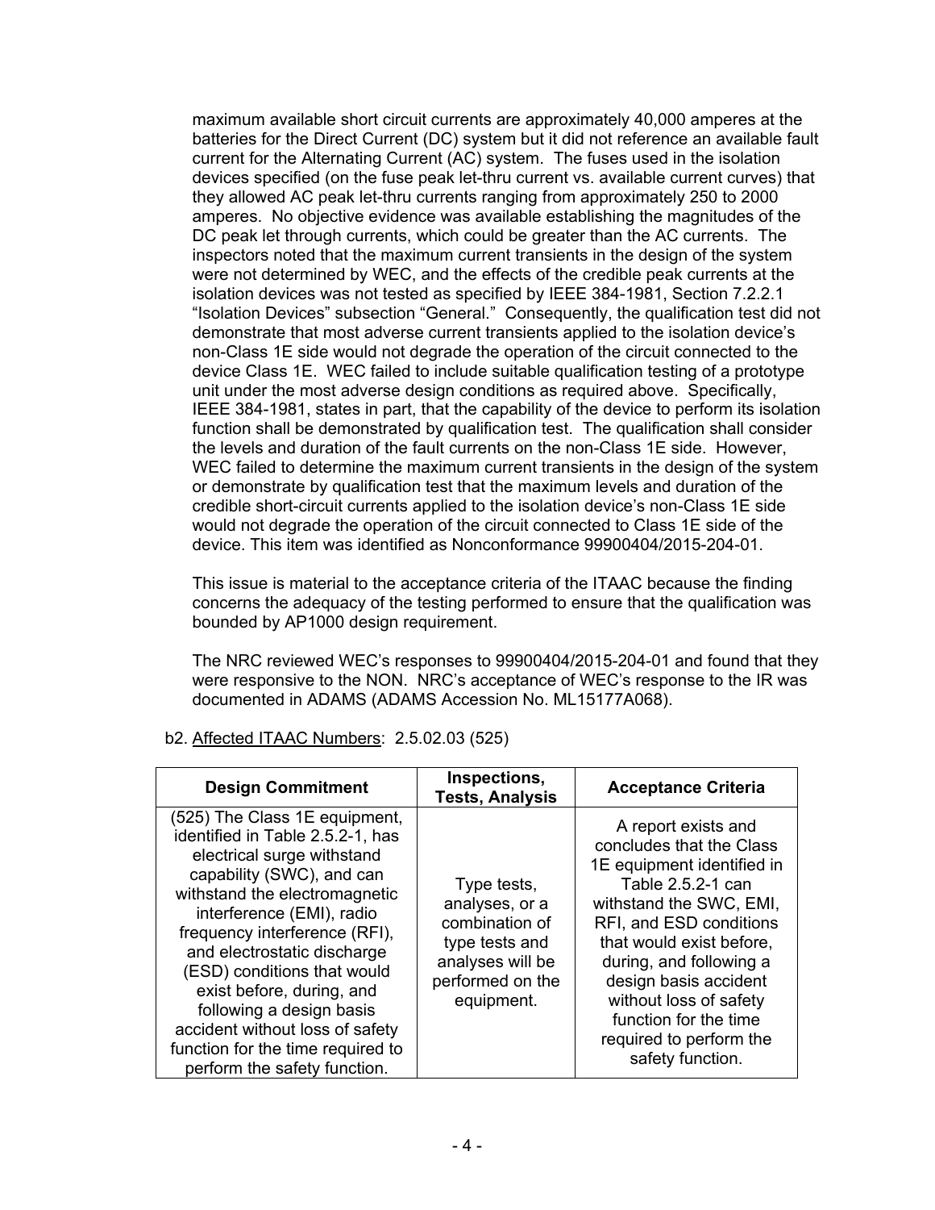maximum available short circuit currents are approximately 40,000 amperes at the batteries for the Direct Current (DC) system but it did not reference an available fault current for the Alternating Current (AC) system. The fuses used in the isolation devices specified (on the fuse peak let-thru current vs. available current curves) that they allowed AC peak let-thru currents ranging from approximately 250 to 2000 amperes. No objective evidence was available establishing the magnitudes of the DC peak let through currents, which could be greater than the AC currents. The inspectors noted that the maximum current transients in the design of the system were not determined by WEC, and the effects of the credible peak currents at the isolation devices was not tested as specified by IEEE 384-1981, Section 7.2.2.1 "Isolation Devices" subsection "General." Consequently, the qualification test did not demonstrate that most adverse current transients applied to the isolation device's non-Class 1E side would not degrade the operation of the circuit connected to the device Class 1E. WEC failed to include suitable qualification testing of a prototype unit under the most adverse design conditions as required above. Specifically, IEEE 384-1981, states in part, that the capability of the device to perform its isolation function shall be demonstrated by qualification test. The qualification shall consider the levels and duration of the fault currents on the non-Class 1E side. However, WEC failed to determine the maximum current transients in the design of the system or demonstrate by qualification test that the maximum levels and duration of the credible short-circuit currents applied to the isolation device's non-Class 1E side would not degrade the operation of the circuit connected to Class 1E side of the device. This item was identified as Nonconformance 99900404/2015-204-01.

This issue is material to the acceptance criteria of the ITAAC because the finding concerns the adequacy of the testing performed to ensure that the qualification was bounded by AP1000 design requirement.

The NRC reviewed WEC's responses to 99900404/2015-204-01 and found that they were responsive to the NON. NRC's acceptance of WEC's response to the IR was documented in ADAMS (ADAMS Accession No. ML15177A068).

b2. Affected ITAAC Numbers: 2.5.02.03 (525)

| Design Commitment | Inspections, Tests, Analysis | Acceptance Criteria |
|---|---|---|
| (525) The Class 1E equipment, identified in Table 2.5.2-1, has electrical surge withstand capability (SWC), and can withstand the electromagnetic interference (EMI), radio frequency interference (RFI), and electrostatic discharge (ESD) conditions that would exist before, during, and following a design basis accident without loss of safety function for the time required to perform the safety function. | Type tests, analyses, or a combination of type tests and analyses will be performed on the equipment. | A report exists and concludes that the Class 1E equipment identified in Table 2.5.2-1 can withstand the SWC, EMI, RFI, and ESD conditions that would exist before, during, and following a design basis accident without loss of safety function for the time required to perform the safety function. |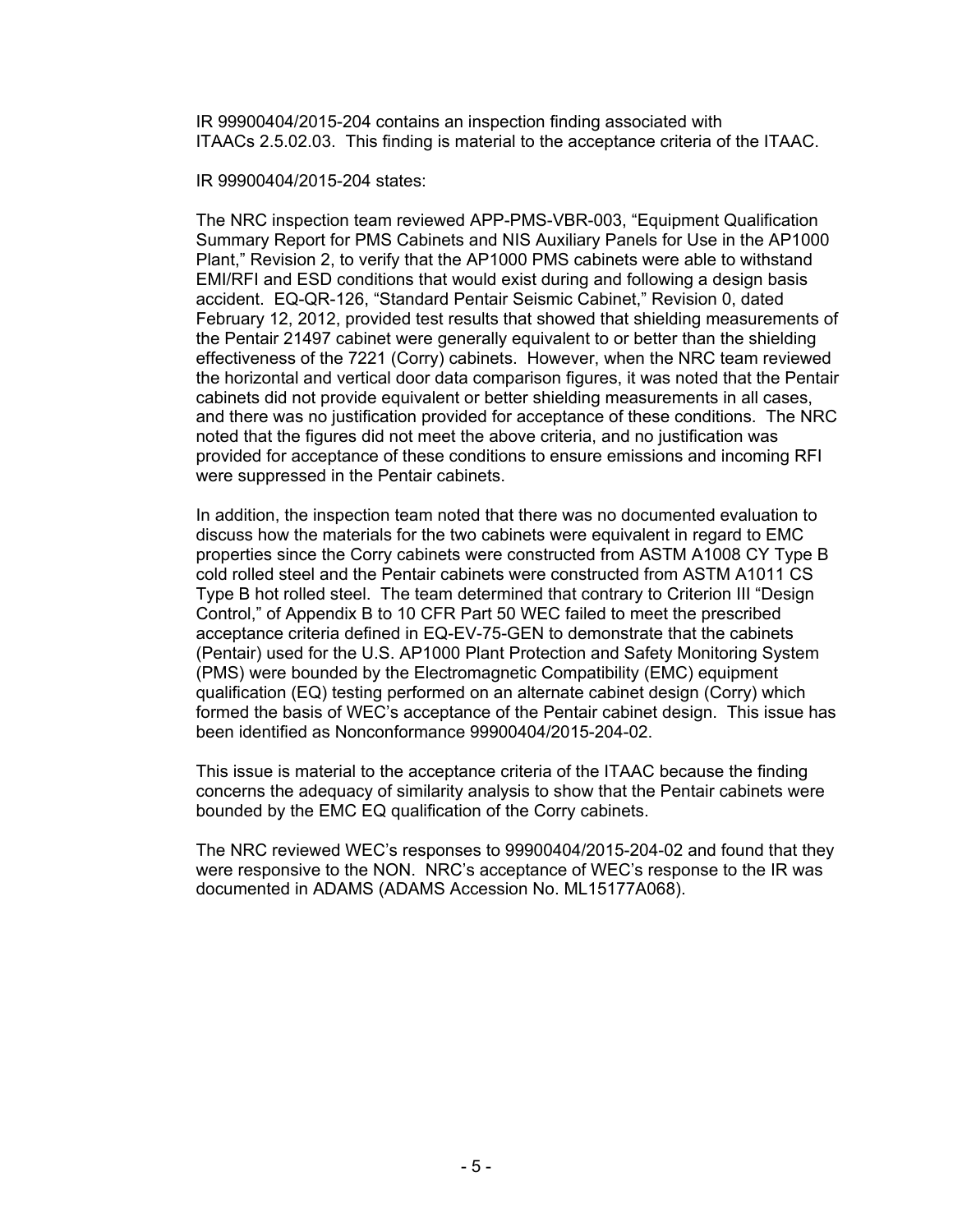IR 99900404/2015-204 contains an inspection finding associated with ITAACs 2.5.02.03. This finding is material to the acceptance criteria of the ITAAC.

IR 99900404/2015-204 states:

The NRC inspection team reviewed APP-PMS-VBR-003, "Equipment Qualification Summary Report for PMS Cabinets and NIS Auxiliary Panels for Use in the AP1000 Plant," Revision 2, to verify that the AP1000 PMS cabinets were able to withstand EMI/RFI and ESD conditions that would exist during and following a design basis accident. EQ-QR-126, "Standard Pentair Seismic Cabinet," Revision 0, dated February 12, 2012, provided test results that showed that shielding measurements of the Pentair 21497 cabinet were generally equivalent to or better than the shielding effectiveness of the 7221 (Corry) cabinets. However, when the NRC team reviewed the horizontal and vertical door data comparison figures, it was noted that the Pentair cabinets did not provide equivalent or better shielding measurements in all cases, and there was no justification provided for acceptance of these conditions. The NRC noted that the figures did not meet the above criteria, and no justification was provided for acceptance of these conditions to ensure emissions and incoming RFI were suppressed in the Pentair cabinets.

In addition, the inspection team noted that there was no documented evaluation to discuss how the materials for the two cabinets were equivalent in regard to EMC properties since the Corry cabinets were constructed from ASTM A1008 CY Type B cold rolled steel and the Pentair cabinets were constructed from ASTM A1011 CS Type B hot rolled steel. The team determined that contrary to Criterion III "Design Control," of Appendix B to 10 CFR Part 50 WEC failed to meet the prescribed acceptance criteria defined in EQ-EV-75-GEN to demonstrate that the cabinets (Pentair) used for the U.S. AP1000 Plant Protection and Safety Monitoring System (PMS) were bounded by the Electromagnetic Compatibility (EMC) equipment qualification (EQ) testing performed on an alternate cabinet design (Corry) which formed the basis of WEC's acceptance of the Pentair cabinet design. This issue has been identified as Nonconformance 99900404/2015-204-02.

This issue is material to the acceptance criteria of the ITAAC because the finding concerns the adequacy of similarity analysis to show that the Pentair cabinets were bounded by the EMC EQ qualification of the Corry cabinets.

The NRC reviewed WEC's responses to 99900404/2015-204-02 and found that they were responsive to the NON. NRC's acceptance of WEC's response to the IR was documented in ADAMS (ADAMS Accession No. ML15177A068).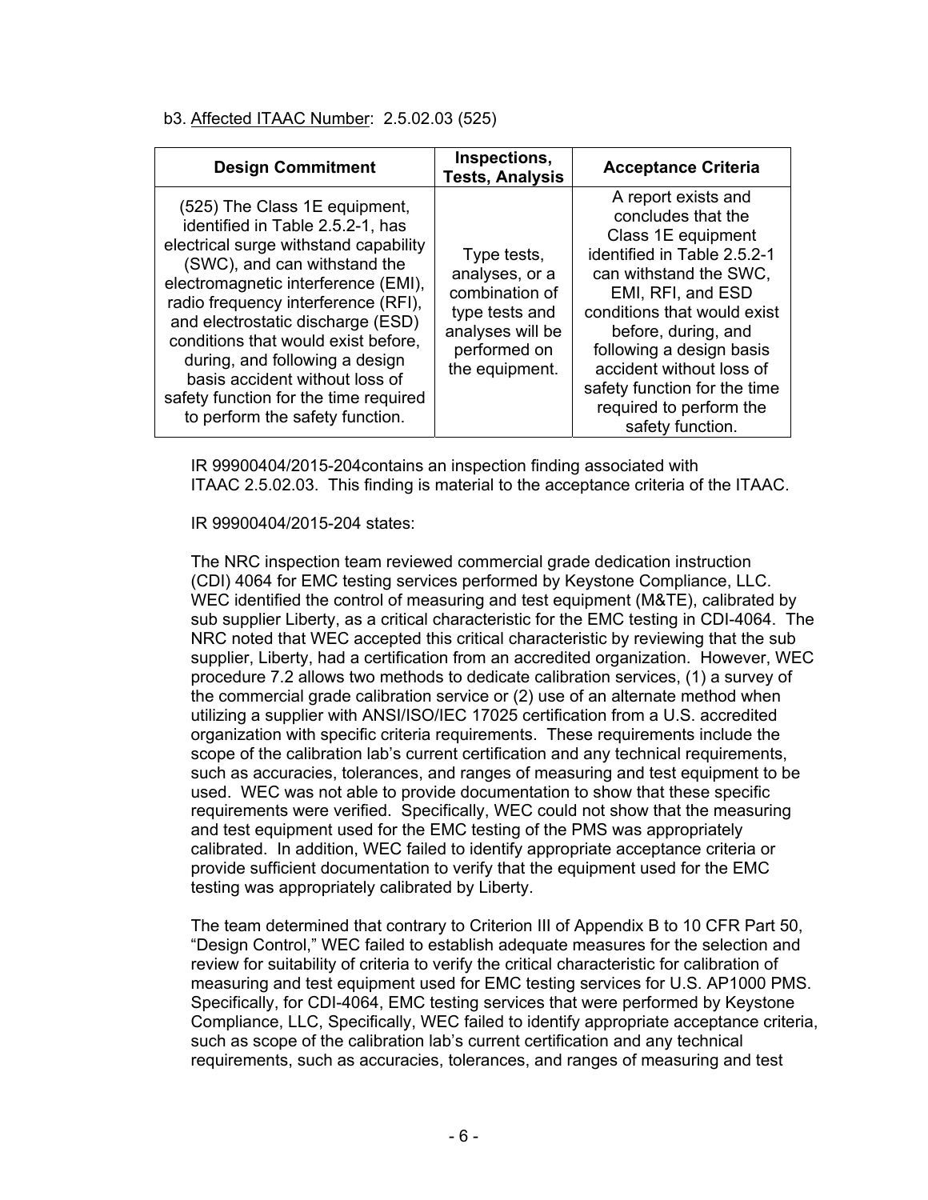b3. Affected ITAAC Number: 2.5.02.03 (525)

| Design Commitment | Inspections, Tests, Analysis | Acceptance Criteria |
|---|---|---|
| (525) The Class 1E equipment, identified in Table 2.5.2-1, has electrical surge withstand capability (SWC), and can withstand the electromagnetic interference (EMI), radio frequency interference (RFI), and electrostatic discharge (ESD) conditions that would exist before, during, and following a design basis accident without loss of safety function for the time required to perform the safety function. | Type tests, analyses, or a combination of type tests and analyses will be performed on the equipment. | A report exists and concludes that the Class 1E equipment identified in Table 2.5.2-1 can withstand the SWC, EMI, RFI, and ESD conditions that would exist before, during, and following a design basis accident without loss of safety function for the time required to perform the safety function. |

IR 99900404/2015-204contains an inspection finding associated with ITAAC 2.5.02.03. This finding is material to the acceptance criteria of the ITAAC.

IR 99900404/2015-204 states:

The NRC inspection team reviewed commercial grade dedication instruction (CDI) 4064 for EMC testing services performed by Keystone Compliance, LLC. WEC identified the control of measuring and test equipment (M&TE), calibrated by sub supplier Liberty, as a critical characteristic for the EMC testing in CDI-4064. The NRC noted that WEC accepted this critical characteristic by reviewing that the sub supplier, Liberty, had a certification from an accredited organization. However, WEC procedure 7.2 allows two methods to dedicate calibration services, (1) a survey of the commercial grade calibration service or (2) use of an alternate method when utilizing a supplier with ANSI/ISO/IEC 17025 certification from a U.S. accredited organization with specific criteria requirements. These requirements include the scope of the calibration lab's current certification and any technical requirements, such as accuracies, tolerances, and ranges of measuring and test equipment to be used. WEC was not able to provide documentation to show that these specific requirements were verified. Specifically, WEC could not show that the measuring and test equipment used for the EMC testing of the PMS was appropriately calibrated. In addition, WEC failed to identify appropriate acceptance criteria or provide sufficient documentation to verify that the equipment used for the EMC testing was appropriately calibrated by Liberty.

The team determined that contrary to Criterion III of Appendix B to 10 CFR Part 50, "Design Control," WEC failed to establish adequate measures for the selection and review for suitability of criteria to verify the critical characteristic for calibration of measuring and test equipment used for EMC testing services for U.S. AP1000 PMS. Specifically, for CDI-4064, EMC testing services that were performed by Keystone Compliance, LLC, Specifically, WEC failed to identify appropriate acceptance criteria, such as scope of the calibration lab's current certification and any technical requirements, such as accuracies, tolerances, and ranges of measuring and test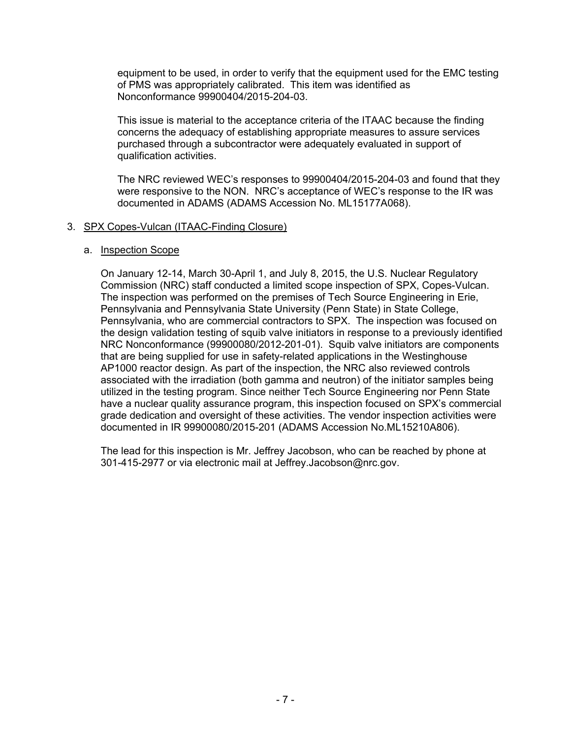equipment to be used, in order to verify that the equipment used for the EMC testing of PMS was appropriately calibrated. This item was identified as Nonconformance 99900404/2015-204-03.

This issue is material to the acceptance criteria of the ITAAC because the finding concerns the adequacy of establishing appropriate measures to assure services purchased through a subcontractor were adequately evaluated in support of qualification activities.

The NRC reviewed WEC's responses to 99900404/2015-204-03 and found that they were responsive to the NON. NRC's acceptance of WEC's response to the IR was documented in ADAMS (ADAMS Accession No. ML15177A068).

3. SPX Copes-Vulcan (ITAAC-Finding Closure)

   a. Inspection Scope

      On January 12-14, March 30-April 1, and July 8, 2015, the U.S. Nuclear Regulatory Commission (NRC) staff conducted a limited scope inspection of SPX, Copes-Vulcan. The inspection was performed on the premises of Tech Source Engineering in Erie, Pennsylvania and Pennsylvania State University (Penn State) in State College, Pennsylvania, who are commercial contractors to SPX. The inspection was focused on the design validation testing of squib valve initiators in response to a previously identified NRC Nonconformance (99900080/2012-201-01). Squib valve initiators are components that are being supplied for use in safety-related applications in the Westinghouse AP1000 reactor design. As part of the inspection, the NRC also reviewed controls associated with the irradiation (both gamma and neutron) of the initiator samples being utilized in the testing program. Since neither Tech Source Engineering nor Penn State have a nuclear quality assurance program, this inspection focused on SPX's commercial grade dedication and oversight of these activities. The vendor inspection activities were documented in IR 99900080/2015-201 (ADAMS Accession No.ML15210A806).

      The lead for this inspection is Mr. Jeffrey Jacobson, who can be reached by phone at 301-415-2977 or via electronic mail at Jeffrey.Jacobson@nrc.gov.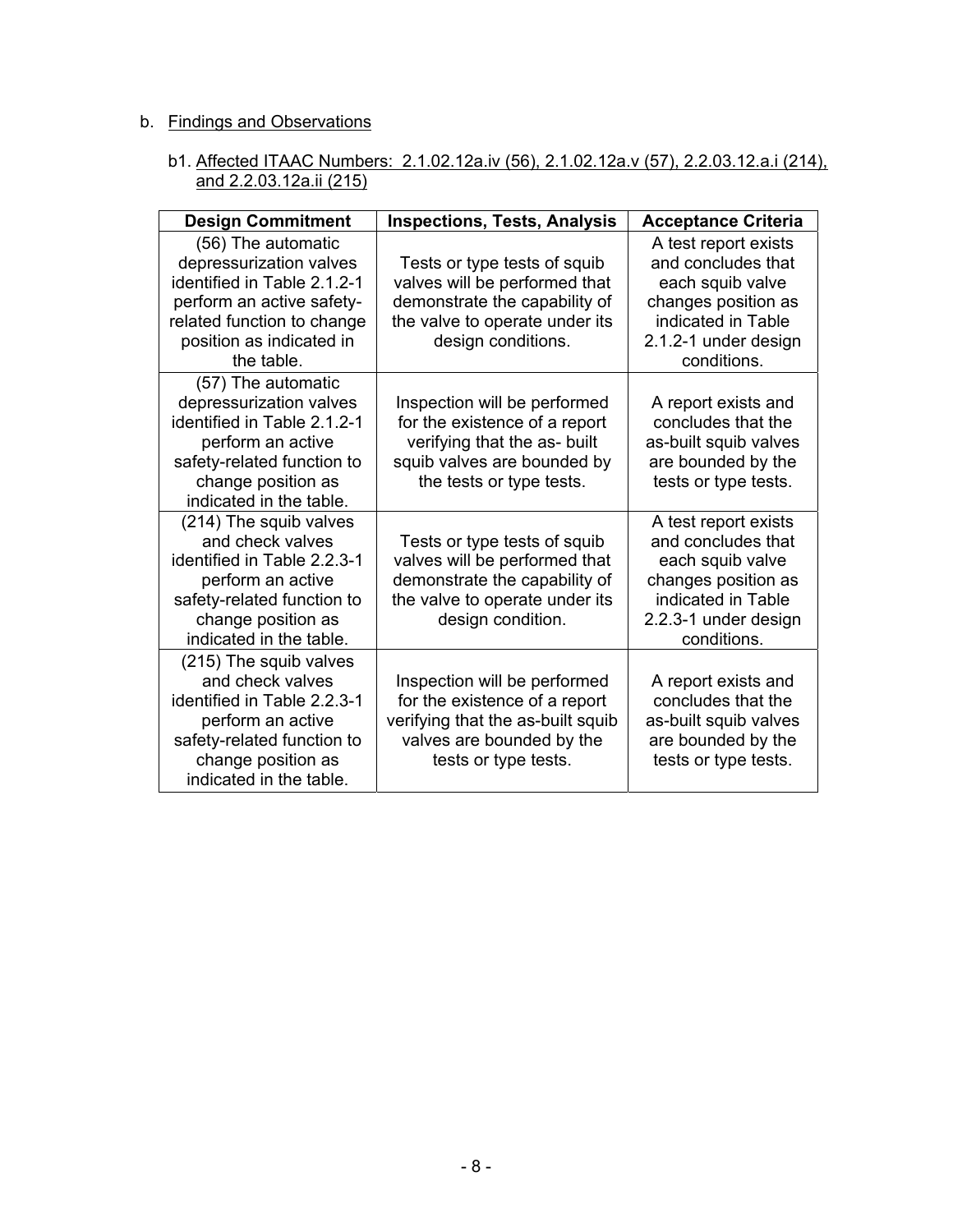b. Findings and Observations

b1. Affected ITAAC Numbers: 2.1.02.12a.iv (56), 2.1.02.12a.v (57), 2.2.03.12.a.i (214), and 2.2.03.12a.ii (215)

| Design Commitment | Inspections, Tests, Analysis | Acceptance Criteria |
|---|---|---|
| (56) The automatic depressurization valves identified in Table 2.1.2-1 perform an active safety-related function to change position as indicated in the table. | Tests or type tests of squib valves will be performed that demonstrate the capability of the valve to operate under its design conditions. | A test report exists and concludes that each squib valve changes position as indicated in Table 2.1.2-1 under design conditions. |
| (57) The automatic depressurization valves identified in Table 2.1.2-1 perform an active safety-related function to change position as indicated in the table. | Inspection will be performed for the existence of a report verifying that the as- built squib valves are bounded by the tests or type tests. | A report exists and concludes that the as-built squib valves are bounded by the tests or type tests. |
| (214) The squib valves and check valves identified in Table 2.2.3-1 perform an active safety-related function to change position as indicated in the table. | Tests or type tests of squib valves will be performed that demonstrate the capability of the valve to operate under its design condition. | A test report exists and concludes that each squib valve changes position as indicated in Table 2.2.3-1 under design conditions. |
| (215) The squib valves and check valves identified in Table 2.2.3-1 perform an active safety-related function to change position as indicated in the table. | Inspection will be performed for the existence of a report verifying that the as-built squib valves are bounded by the tests or type tests. | A report exists and concludes that the as-built squib valves are bounded by the tests or type tests. |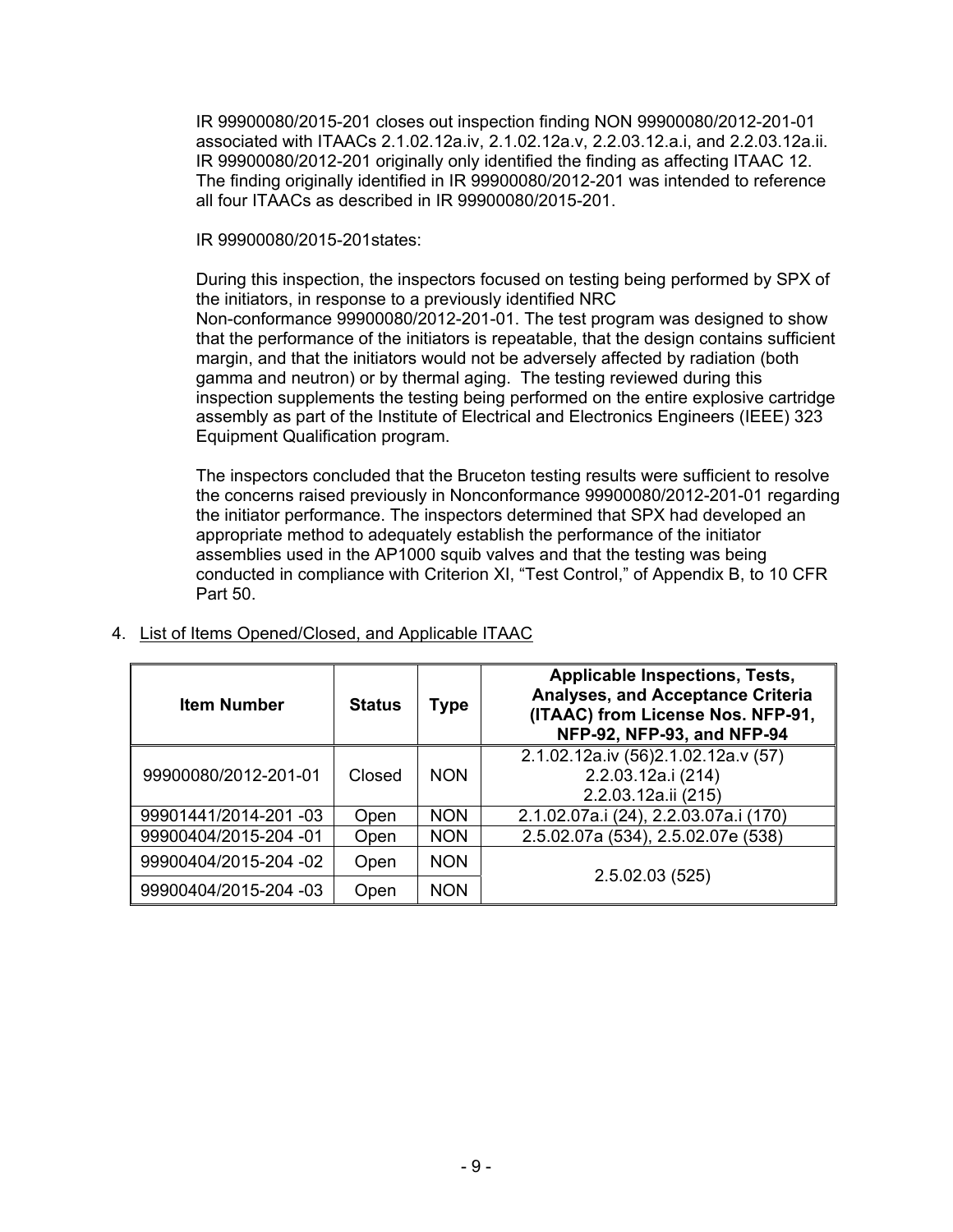IR 99900080/2015-201 closes out inspection finding NON 99900080/2012-201-01 associated with ITAACs 2.1.02.12a.iv, 2.1.02.12a.v, 2.2.03.12a.i, and 2.2.03.12a.ii. IR 99900080/2012-201 originally only identified the finding as affecting ITAAC 12. The finding originally identified in IR 99900080/2012-201 was intended to reference all four ITAACs as described in IR 99900080/2015-201.

IR 99900080/2015-201states:

During this inspection, the inspectors focused on testing being performed by SPX of the initiators, in response to a previously identified NRC Non-conformance 99900080/2012-201-01. The test program was designed to show that the performance of the initiators is repeatable, that the design contains sufficient margin, and that the initiators would not be adversely affected by radiation (both gamma and neutron) or by thermal aging. The testing reviewed during this inspection supplements the testing being performed on the entire explosive cartridge assembly as part of the Institute of Electrical and Electronics Engineers (IEEE) 323 Equipment Qualification program.

The inspectors concluded that the Bruceton testing results were sufficient to resolve the concerns raised previously in Nonconformance 99900080/2012-201-01 regarding the initiator performance. The inspectors determined that SPX had developed an appropriate method to adequately establish the performance of the initiator assemblies used in the AP1000 squib valves and that the testing was being conducted in compliance with Criterion XI, "Test Control," of Appendix B, to 10 CFR Part 50.

4. List of Items Opened/Closed, and Applicable ITAAC

| Item Number | Status | Type | Applicable Inspections, Tests, Analyses, and Acceptance Criteria (ITAAC) from License Nos. NFP-91, NFP-92, NFP-93, and NFP-94 |
|---|---|---|---|
| 99900080/2012-201-01 | Closed | NON | 2.1.02.12a.iv (56)2.1.02.12a.v (57) 2.2.03.12a.i (214) 2.2.03.12a.ii (215) |
| 99901441/2014-201 -03 | Open | NON | 2.1.02.07a.i (24), 2.2.03.07a.i (170) |
| 99900404/2015-204 -01 | Open | NON | 2.5.02.07a (534), 2.5.02.07e (538) |
| 99900404/2015-204 -02 | Open | NON | 2.5.02.03 (525) |
| 99900404/2015-204 -03 | Open | NON | |